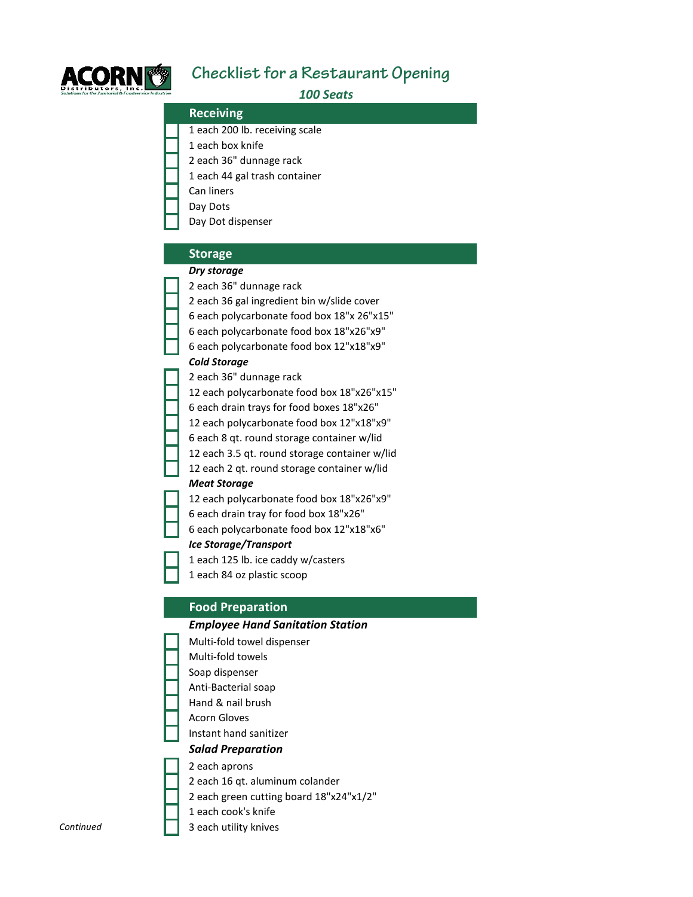# Checklist for a Restaurant Opening

***100 Seats***

## Receiving

- [ ] 1 each 200 lb. receiving scale
- [ ] 1 each box knife
- [ ] 2 each 36" dunnage rack
- [ ] 1 each 44 gal trash container
- [ ] Can liners
- [ ] Day Dots
- [ ] Day Dot dispenser

## Storage

***Dry storage***

- [ ] 2 each 36" dunnage rack
- [ ] 2 each 36 gal ingredient bin w/slide cover
- [ ] 6 each polycarbonate food box 18"x 26"x15"
- [ ] 6 each polycarbonate food box 18"x26"x9"
- [ ] 6 each polycarbonate food box 12"x18"x9"

***Cold Storage***

- [ ] 2 each 36" dunnage rack
- [ ] 12 each polycarbonate food box 18"x26"x15"
- [ ] 6 each drain trays for food boxes 18"x26"
- [ ] 12 each polycarbonate food box 12"x18"x9"
- [ ] 6 each 8 qt. round storage container w/lid
- [ ] 12 each 3.5 qt. round storage container w/lid
- [ ] 12 each 2 qt. round storage container w/lid

***Meat Storage***

- [ ] 12 each polycarbonate food box 18"x26"x9"
- [ ] 6 each drain tray for food box 18"x26"
- [ ] 6 each polycarbonate food box 12"x18"x6"

***Ice Storage/Transport***

- [ ] 1 each 125 lb. ice caddy w/casters
- [ ] 1 each 84 oz plastic scoop

## Food Preparation

***Employee Hand Sanitation Station***

- [ ] Multi-fold towel dispenser
- [ ] Multi-fold towels
- [ ] Soap dispenser
- [ ] Anti-Bacterial soap
- [ ] Hand & nail brush
- [ ] Acorn Gloves
- [ ] Instant hand sanitizer

***Salad Preparation***

- [ ] 2 each aprons
- [ ] 2 each 16 qt. aluminum colander
- [ ] 2 each green cutting board 18"x24"x1/2"
- [ ] 1 each cook's knife
- [ ] 3 each utility knives

*Continued*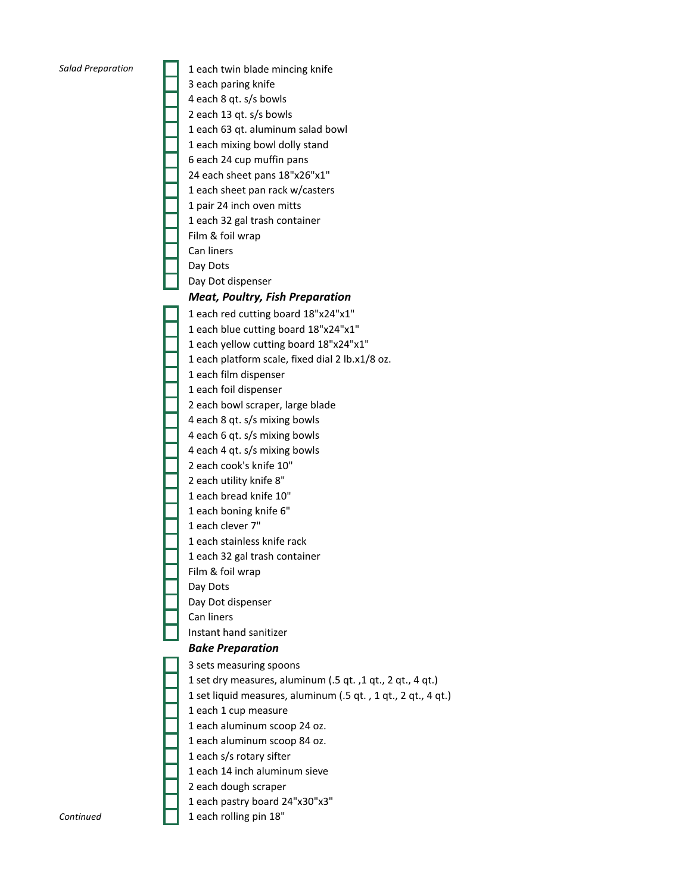*Salad Preparation*

- [ ] 1 each twin blade mincing knife
- [ ] 3 each paring knife
- [ ] 4 each 8 qt. s/s bowls
- [ ] 2 each 13 qt. s/s bowls
- [ ] 1 each 63 qt. aluminum salad bowl
- [ ] 1 each mixing bowl dolly stand
- [ ] 6 each 24 cup muffin pans
- [ ] 24 each sheet pans 18"x26"x1"
- [ ] 1 each sheet pan rack w/casters
- [ ] 1 pair 24 inch oven mitts
- [ ] 1 each 32 gal trash container
- [ ] Film & foil wrap
- [ ] Can liners
- [ ] Day Dots
- [ ] Day Dot dispenser

***Meat, Poultry, Fish Preparation***

- [ ] 1 each red cutting board 18"x24"x1"
- [ ] 1 each blue cutting board 18"x24"x1"
- [ ] 1 each yellow cutting board 18"x24"x1"
- [ ] 1 each platform scale, fixed dial 2 lb.x1/8 oz.
- [ ] 1 each film dispenser
- [ ] 1 each foil dispenser
- [ ] 2 each bowl scraper, large blade
- [ ] 4 each 8 qt. s/s mixing bowls
- [ ] 4 each 6 qt. s/s mixing bowls
- [ ] 4 each 4 qt. s/s mixing bowls
- [ ] 2 each cook's knife 10"
- [ ] 2 each utility knife 8"
- [ ] 1 each bread knife 10"
- [ ] 1 each boning knife 6"
- [ ] 1 each clever 7"
- [ ] 1 each stainless knife rack
- [ ] 1 each 32 gal trash container
- [ ] Film & foil wrap
- [ ] Day Dots
- [ ] Day Dot dispenser
- [ ] Can liners
- [ ] Instant hand sanitizer

***Bake Preparation***

- [ ] 3 sets measuring spoons
- [ ] 1 set dry measures, aluminum (.5 qt. ,1 qt., 2 qt., 4 qt.)
- [ ] 1 set liquid measures, aluminum (.5 qt. , 1 qt., 2 qt., 4 qt.)
- [ ] 1 each 1 cup measure
- [ ] 1 each aluminum scoop 24 oz.
- [ ] 1 each aluminum scoop 84 oz.
- [ ] 1 each s/s rotary sifter
- [ ] 1 each 14 inch aluminum sieve
- [ ] 2 each dough scraper
- [ ] 1 each pastry board 24"x30"x3"
- [ ] 1 each rolling pin 18"

*Continued*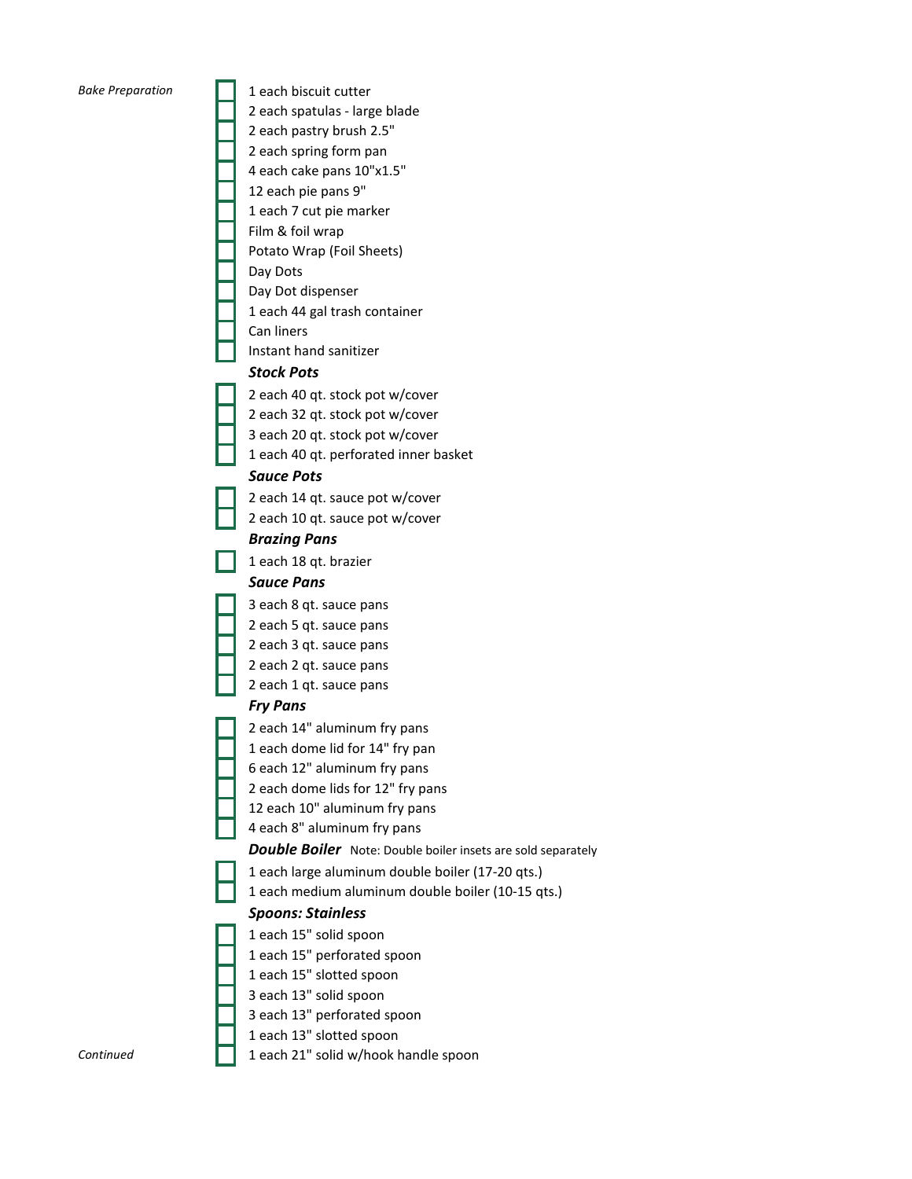*Bake Preparation*

- [ ] 1 each biscuit cutter
- [ ] 2 each spatulas - large blade
- [ ] 2 each pastry brush 2.5"
- [ ] 2 each spring form pan
- [ ] 4 each cake pans 10"x1.5"
- [ ] 12 each pie pans 9"
- [ ] 1 each 7 cut pie marker
- [ ] Film & foil wrap
- [ ] Potato Wrap (Foil Sheets)
- [ ] Day Dots
- [ ] Day Dot dispenser
- [ ] 1 each 44 gal trash container
- [ ] Can liners
- [ ] Instant hand sanitizer

***Stock Pots***

- [ ] 2 each 40 qt. stock pot w/cover
- [ ] 2 each 32 qt. stock pot w/cover
- [ ] 3 each 20 qt. stock pot w/cover
- [ ] 1 each 40 qt. perforated inner basket

***Sauce Pots***

- [ ] 2 each 14 qt. sauce pot w/cover
- [ ] 2 each 10 qt. sauce pot w/cover

***Brazing Pans***

- [ ] 1 each 18 qt. brazier

***Sauce Pans***

- [ ] 3 each 8 qt. sauce pans
- [ ] 2 each 5 qt. sauce pans
- [ ] 2 each 3 qt. sauce pans
- [ ] 2 each 2 qt. sauce pans
- [ ] 2 each 1 qt. sauce pans

***Fry Pans***

- [ ] 2 each 14" aluminum fry pans
- [ ] 1 each dome lid for 14" fry pan
- [ ] 6 each 12" aluminum fry pans
- [ ] 2 each dome lids for 12" fry pans
- [ ] 12 each 10" aluminum fry pans
- [ ] 4 each 8" aluminum fry pans

***Double Boiler*** Note: Double boiler insets are sold separately

- [ ] 1 each large aluminum double boiler (17-20 qts.)
- [ ] 1 each medium aluminum double boiler (10-15 qts.)

***Spoons: Stainless***

- [ ] 1 each 15" solid spoon
- [ ] 1 each 15" perforated spoon
- [ ] 1 each 15" slotted spoon
- [ ] 3 each 13" solid spoon
- [ ] 3 each 13" perforated spoon
- [ ] 1 each 13" slotted spoon
- [ ] 1 each 21" solid w/hook handle spoon

*Continued*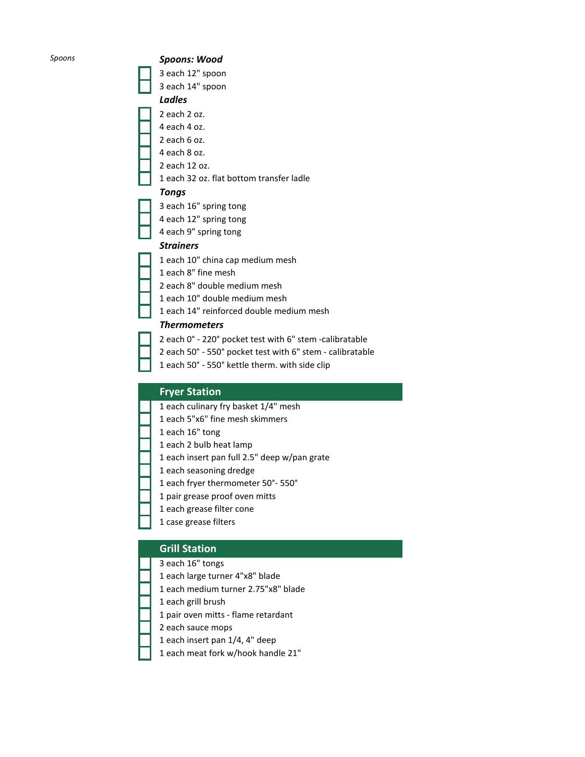*Spoons*

***Spoons: Wood***

- [ ] 3 each 12" spoon
- [ ] 3 each 14" spoon

***Ladles***

- [ ] 2 each 2 oz.
- [ ] 4 each 4 oz.
- [ ] 2 each 6 oz.
- [ ] 4 each 8 oz.
- [ ] 2 each 12 oz.
- [ ] 1 each 32 oz. flat bottom transfer ladle

***Tongs***

- [ ] 3 each 16" spring tong
- [ ] 4 each 12" spring tong
- [ ] 4 each 9" spring tong

***Strainers***

- [ ] 1 each 10" china cap medium mesh
- [ ] 1 each 8" fine mesh
- [ ] 2 each 8" double medium mesh
- [ ] 1 each 10" double medium mesh
- [ ] 1 each 14" reinforced double medium mesh

***Thermometers***

- [ ] 2 each 0° - 220° pocket test with 6" stem -calibratable
- [ ] 2 each 50° - 550° pocket test with 6" stem - calibratable
- [ ] 1 each 50° - 550° kettle therm. with side clip

## Fryer Station

- [ ] 1 each culinary fry basket 1/4" mesh
- [ ] 1 each 5"x6" fine mesh skimmers
- [ ] 1 each 16" tong
- [ ] 1 each 2 bulb heat lamp
- [ ] 1 each insert pan full 2.5" deep w/pan grate
- [ ] 1 each seasoning dredge
- [ ] 1 each fryer thermometer 50°- 550°
- [ ] 1 pair grease proof oven mitts
- [ ] 1 each grease filter cone
- [ ] 1 case grease filters

## Grill Station

- [ ] 3 each 16" tongs
- [ ] 1 each large turner 4"x8" blade
- [ ] 1 each medium turner 2.75"x8" blade
- [ ] 1 each grill brush
- [ ] 1 pair oven mitts - flame retardant
- [ ] 2 each sauce mops
- [ ] 1 each insert pan 1/4, 4" deep
- [ ] 1 each meat fork w/hook handle 21"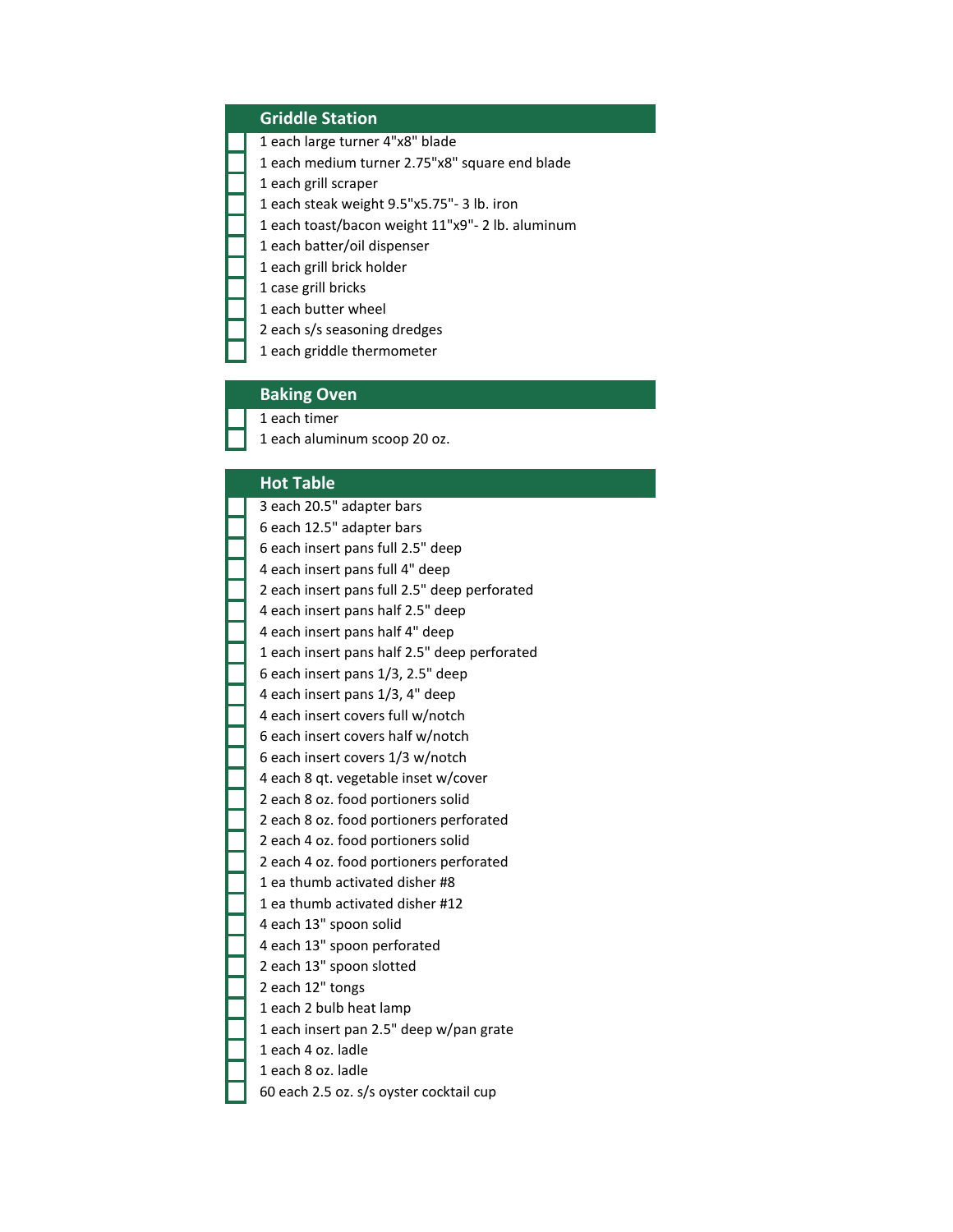## Griddle Station

- [ ] 1 each large turner 4"x8" blade
- [ ] 1 each medium turner 2.75"x8" square end blade
- [ ] 1 each grill scraper
- [ ] 1 each steak weight 9.5"x5.75"- 3 lb. iron
- [ ] 1 each toast/bacon weight 11"x9"- 2 lb. aluminum
- [ ] 1 each batter/oil dispenser
- [ ] 1 each grill brick holder
- [ ] 1 case grill bricks
- [ ] 1 each butter wheel
- [ ] 2 each s/s seasoning dredges
- [ ] 1 each griddle thermometer

## Baking Oven

- [ ] 1 each timer
- [ ] 1 each aluminum scoop 20 oz.

## Hot Table

- [ ] 3 each 20.5" adapter bars
- [ ] 6 each 12.5" adapter bars
- [ ] 6 each insert pans full 2.5" deep
- [ ] 4 each insert pans full 4" deep
- [ ] 2 each insert pans full 2.5" deep perforated
- [ ] 4 each insert pans half 2.5" deep
- [ ] 4 each insert pans half 4" deep
- [ ] 1 each insert pans half 2.5" deep perforated
- [ ] 6 each insert pans 1/3, 2.5" deep
- [ ] 4 each insert pans 1/3, 4" deep
- [ ] 4 each insert covers full w/notch
- [ ] 6 each insert covers half w/notch
- [ ] 6 each insert covers 1/3 w/notch
- [ ] 4 each 8 qt. vegetable inset w/cover
- [ ] 2 each 8 oz. food portioners solid
- [ ] 2 each 8 oz. food portioners perforated
- [ ] 2 each 4 oz. food portioners solid
- [ ] 2 each 4 oz. food portioners perforated
- [ ] 1 ea thumb activated disher #8
- [ ] 1 ea thumb activated disher #12
- [ ] 4 each 13" spoon solid
- [ ] 4 each 13" spoon perforated
- [ ] 2 each 13" spoon slotted
- [ ] 2 each 12" tongs
- [ ] 1 each 2 bulb heat lamp
- [ ] 1 each insert pan 2.5" deep w/pan grate
- [ ] 1 each 4 oz. ladle
- [ ] 1 each 8 oz. ladle
- [ ] 60 each 2.5 oz. s/s oyster cocktail cup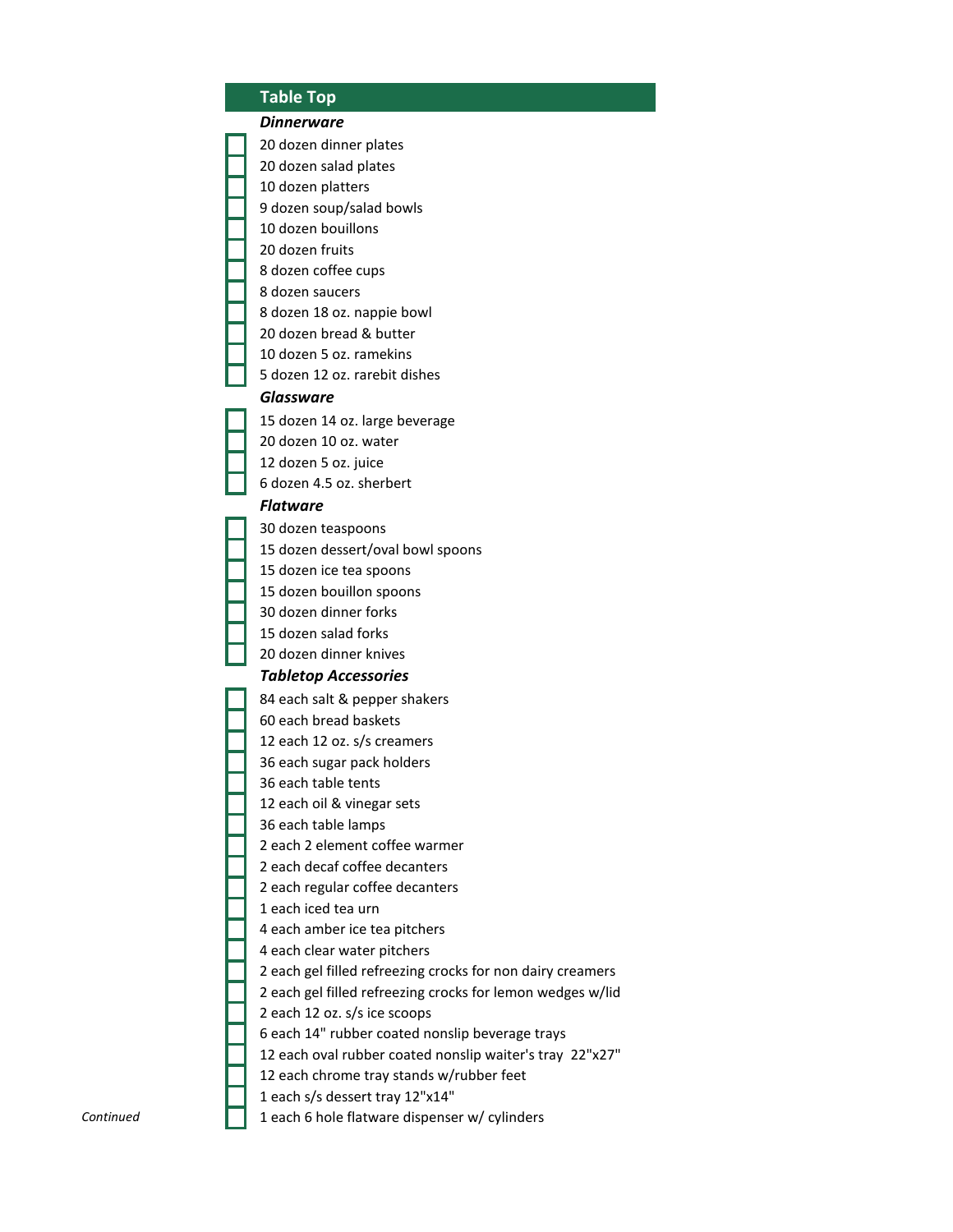## Table Top

### *Dinnerware*

- [ ] 20 dozen dinner plates
- [ ] 20 dozen salad plates
- [ ] 10 dozen platters
- [ ] 9 dozen soup/salad bowls
- [ ] 10 dozen bouillons
- [ ] 20 dozen fruits
- [ ] 8 dozen coffee cups
- [ ] 8 dozen saucers
- [ ] 8 dozen 18 oz. nappie bowl
- [ ] 20 dozen bread & butter
- [ ] 10 dozen 5 oz. ramekins
- [ ] 5 dozen 12 oz. rarebit dishes

### *Glassware*

- [ ] 15 dozen 14 oz. large beverage
- [ ] 20 dozen 10 oz. water
- [ ] 12 dozen 5 oz. juice
- [ ] 6 dozen 4.5 oz. sherbert

### *Flatware*

- [ ] 30 dozen teaspoons
- [ ] 15 dozen dessert/oval bowl spoons
- [ ] 15 dozen ice tea spoons
- [ ] 15 dozen bouillon spoons
- [ ] 30 dozen dinner forks
- [ ] 15 dozen salad forks
- [ ] 20 dozen dinner knives

### *Tabletop Accessories*

- [ ] 84 each salt & pepper shakers
- [ ] 60 each bread baskets
- [ ] 12 each 12 oz. s/s creamers
- [ ] 36 each sugar pack holders
- [ ] 36 each table tents
- [ ] 12 each oil & vinegar sets
- [ ] 36 each table lamps
- [ ] 2 each 2 element coffee warmer
- [ ] 2 each decaf coffee decanters
- [ ] 2 each regular coffee decanters
- [ ] 1 each iced tea urn
- [ ] 4 each amber ice tea pitchers
- [ ] 4 each clear water pitchers
- [ ] 2 each gel filled refreezing crocks for non dairy creamers
- [ ] 2 each gel filled refreezing crocks for lemon wedges w/lid
- [ ] 2 each 12 oz. s/s ice scoops
- [ ] 6 each 14" rubber coated nonslip beverage trays
- [ ] 12 each oval rubber coated nonslip waiter's tray 22"x27"
- [ ] 12 each chrome tray stands w/rubber feet
- [ ] 1 each s/s dessert tray 12"x14"
- [ ] 1 each 6 hole flatware dispenser w/ cylinders

*Continued*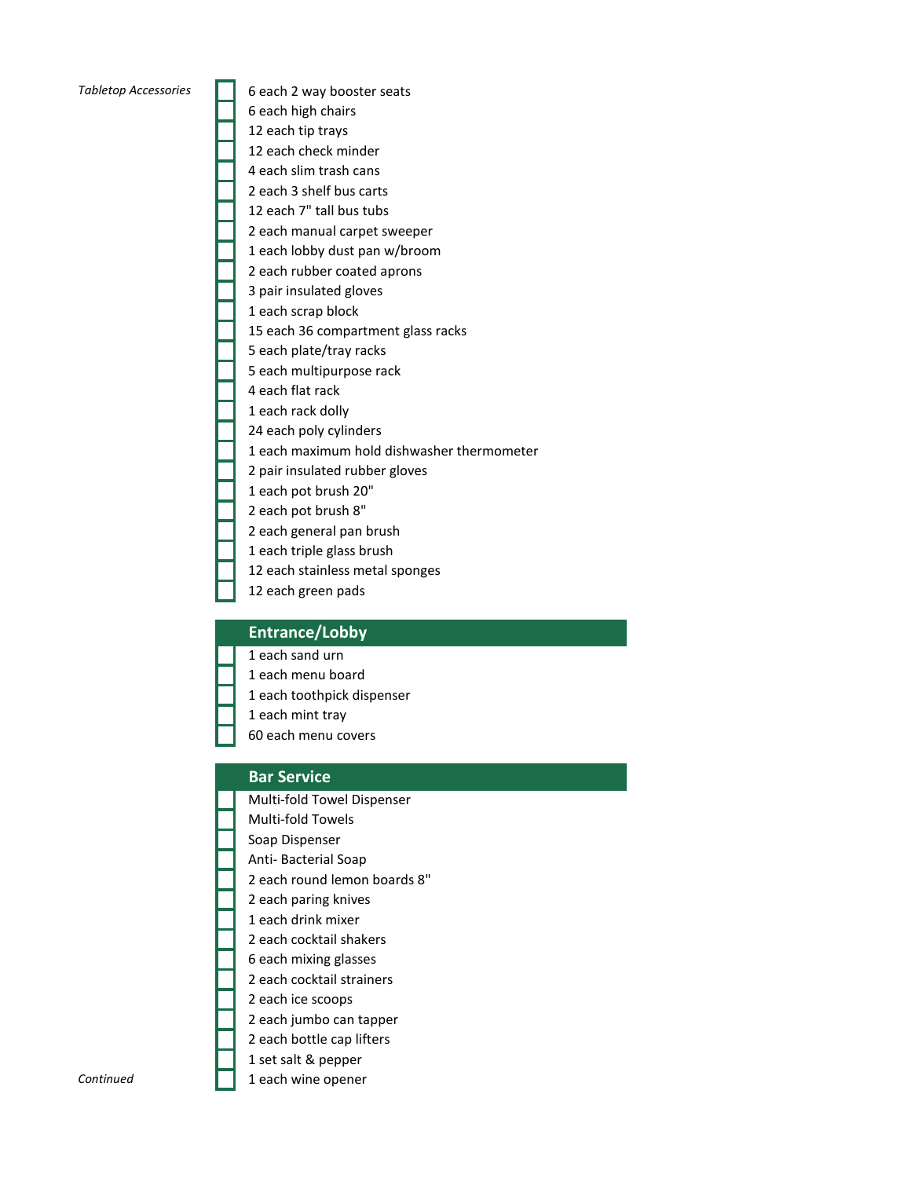*Tabletop Accessories*

- [ ] 6 each 2 way booster seats
- [ ] 6 each high chairs
- [ ] 12 each tip trays
- [ ] 12 each check minder
- [ ] 4 each slim trash cans
- [ ] 2 each 3 shelf bus carts
- [ ] 12 each 7" tall bus tubs
- [ ] 2 each manual carpet sweeper
- [ ] 1 each lobby dust pan w/broom
- [ ] 2 each rubber coated aprons
- [ ] 3 pair insulated gloves
- [ ] 1 each scrap block
- [ ] 15 each 36 compartment glass racks
- [ ] 5 each plate/tray racks
- [ ] 5 each multipurpose rack
- [ ] 4 each flat rack
- [ ] 1 each rack dolly
- [ ] 24 each poly cylinders
- [ ] 1 each maximum hold dishwasher thermometer
- [ ] 2 pair insulated rubber gloves
- [ ] 1 each pot brush 20"
- [ ] 2 each pot brush 8"
- [ ] 2 each general pan brush
- [ ] 1 each triple glass brush
- [ ] 12 each stainless metal sponges
- [ ] 12 each green pads

## Entrance/Lobby

- [ ] 1 each sand urn
- [ ] 1 each menu board
- [ ] 1 each toothpick dispenser
- [ ] 1 each mint tray
- [ ] 60 each menu covers

## Bar Service

- [ ] Multi-fold Towel Dispenser
- [ ] Multi-fold Towels
- [ ] Soap Dispenser
- [ ] Anti- Bacterial Soap
- [ ] 2 each round lemon boards 8"
- [ ] 2 each paring knives
- [ ] 1 each drink mixer
- [ ] 2 each cocktail shakers
- [ ] 6 each mixing glasses
- [ ] 2 each cocktail strainers
- [ ] 2 each ice scoops
- [ ] 2 each jumbo can tapper
- [ ] 2 each bottle cap lifters
- [ ] 1 set salt & pepper
- [ ] 1 each wine opener

*Continued*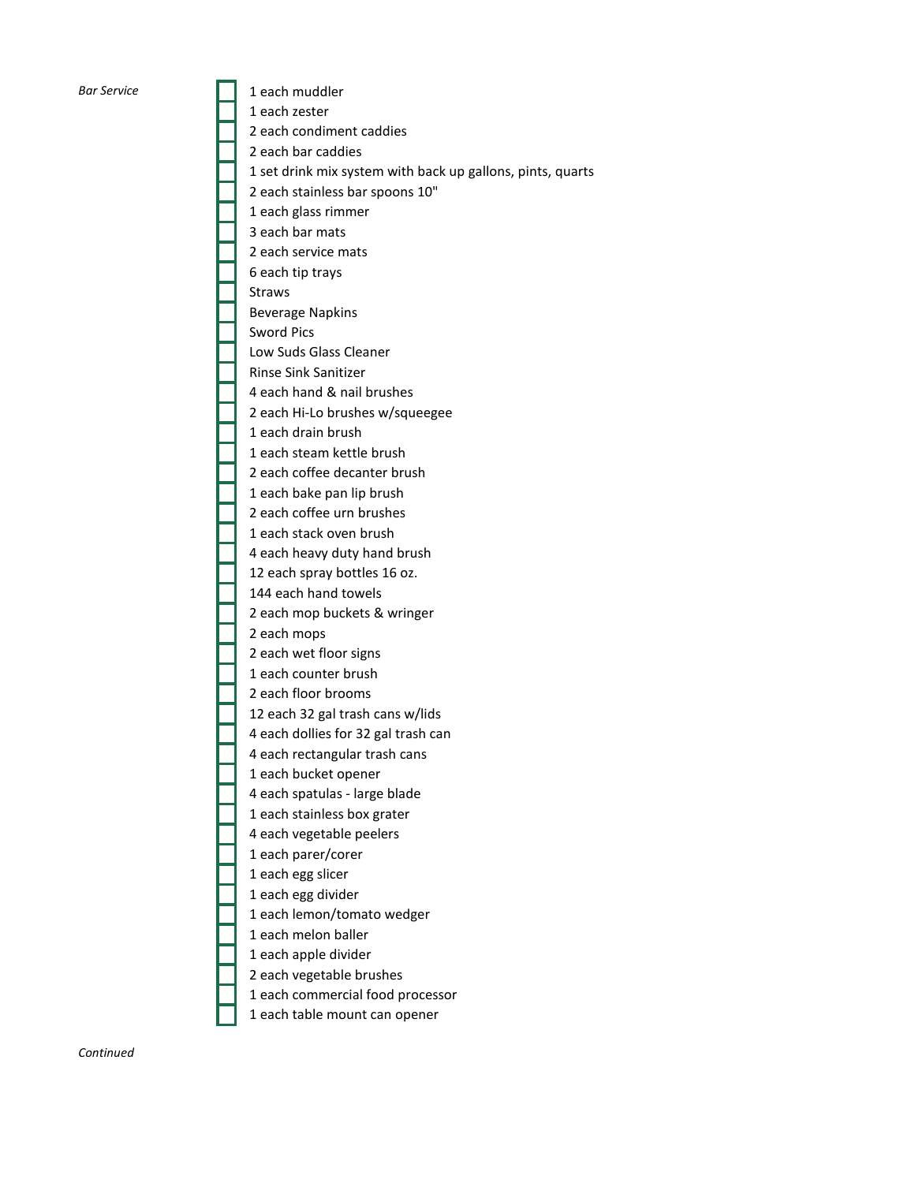*Bar Service*

- [ ] 1 each muddler
- [ ] 1 each zester
- [ ] 2 each condiment caddies
- [ ] 2 each bar caddies
- [ ] 1 set drink mix system with back up gallons, pints, quarts
- [ ] 2 each stainless bar spoons 10"
- [ ] 1 each glass rimmer
- [ ] 3 each bar mats
- [ ] 2 each service mats
- [ ] 6 each tip trays
- [ ] Straws
- [ ] Beverage Napkins
- [ ] Sword Pics
- [ ] Low Suds Glass Cleaner
- [ ] Rinse Sink Sanitizer
- [ ] 4 each hand & nail brushes
- [ ] 2 each Hi-Lo brushes w/squeegee
- [ ] 1 each drain brush
- [ ] 1 each steam kettle brush
- [ ] 2 each coffee decanter brush
- [ ] 1 each bake pan lip brush
- [ ] 2 each coffee urn brushes
- [ ] 1 each stack oven brush
- [ ] 4 each heavy duty hand brush
- [ ] 12 each spray bottles 16 oz.
- [ ] 144 each hand towels
- [ ] 2 each mop buckets & wringer
- [ ] 2 each mops
- [ ] 2 each wet floor signs
- [ ] 1 each counter brush
- [ ] 2 each floor brooms
- [ ] 12 each 32 gal trash cans w/lids
- [ ] 4 each dollies for 32 gal trash can
- [ ] 4 each rectangular trash cans
- [ ] 1 each bucket opener
- [ ] 4 each spatulas - large blade
- [ ] 1 each stainless box grater
- [ ] 4 each vegetable peelers
- [ ] 1 each parer/corer
- [ ] 1 each egg slicer
- [ ] 1 each egg divider
- [ ] 1 each lemon/tomato wedger
- [ ] 1 each melon baller
- [ ] 1 each apple divider
- [ ] 2 each vegetable brushes
- [ ] 1 each commercial food processor
- [ ] 1 each table mount can opener

*Continued*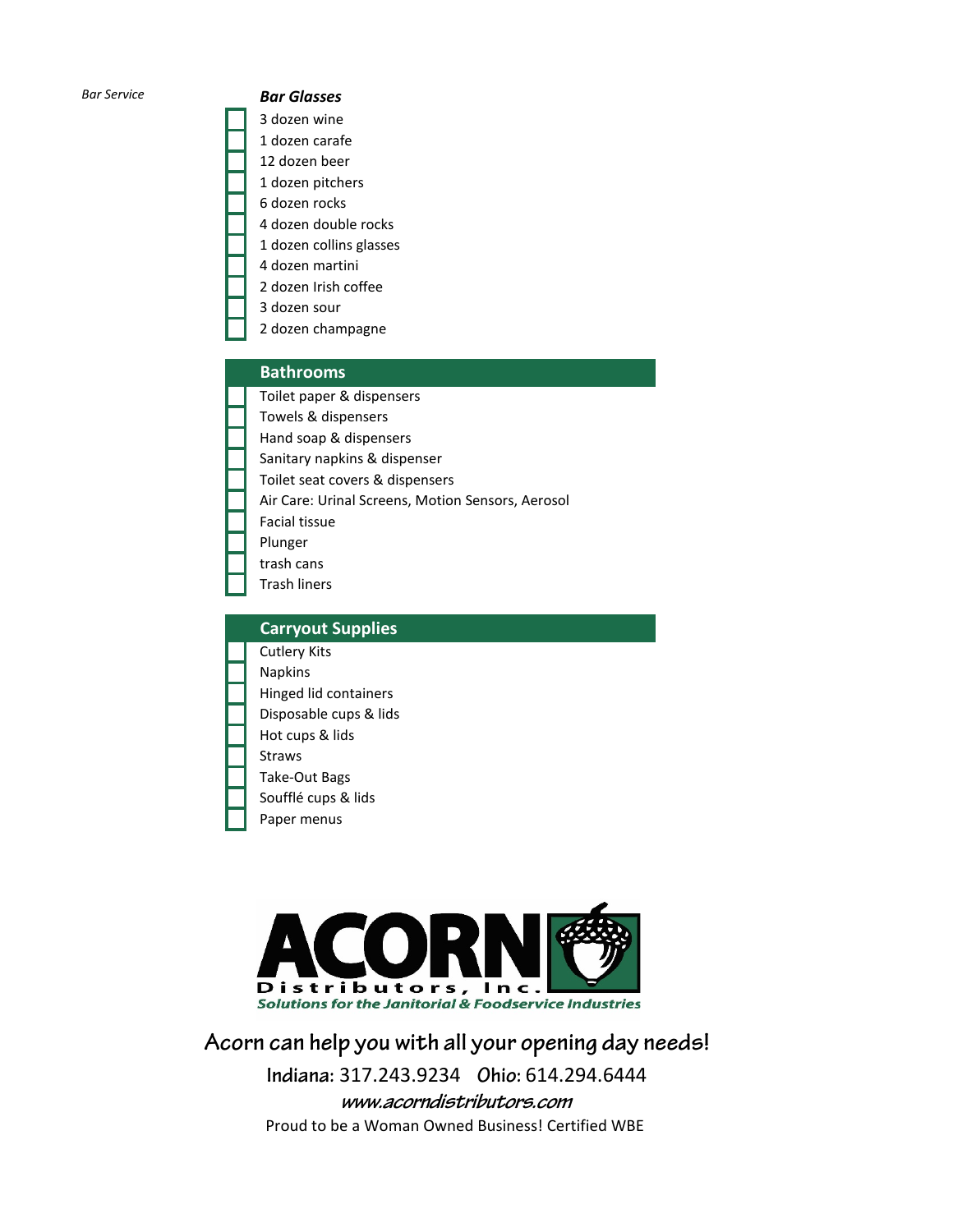*Bar Service*

***Bar Glasses***

- [ ] 3 dozen wine
- [ ] 1 dozen carafe
- [ ] 12 dozen beer
- [ ] 1 dozen pitchers
- [ ] 6 dozen rocks
- [ ] 4 dozen double rocks
- [ ] 1 dozen collins glasses
- [ ] 4 dozen martini
- [ ] 2 dozen Irish coffee
- [ ] 3 dozen sour
- [ ] 2 dozen champagne

## Bathrooms

- [ ] Toilet paper & dispensers
- [ ] Towels & dispensers
- [ ] Hand soap & dispensers
- [ ] Sanitary napkins & dispenser
- [ ] Toilet seat covers & dispensers
- [ ] Air Care: Urinal Screens, Motion Sensors, Aerosol
- [ ] Facial tissue
- [ ] Plunger
- [ ] trash cans
- [ ] Trash liners

## Carryout Supplies

- [ ] Cutlery Kits
- [ ] Napkins
- [ ] Hinged lid containers
- [ ] Disposable cups & lids
- [ ] Hot cups & lids
- [ ] Straws
- [ ] Take-Out Bags
- [ ] Soufflé cups & lids
- [ ] Paper menus

ACORN Distributors, Inc.
*Solutions for the Janitorial & Foodservice Industries*

**Acorn can help you with all your opening day needs!**

**Indiana:** 317.243.9234 **Ohio:** 614.294.6444

***www.acorndistributors.com***

Proud to be a Woman Owned Business! Certified WBE